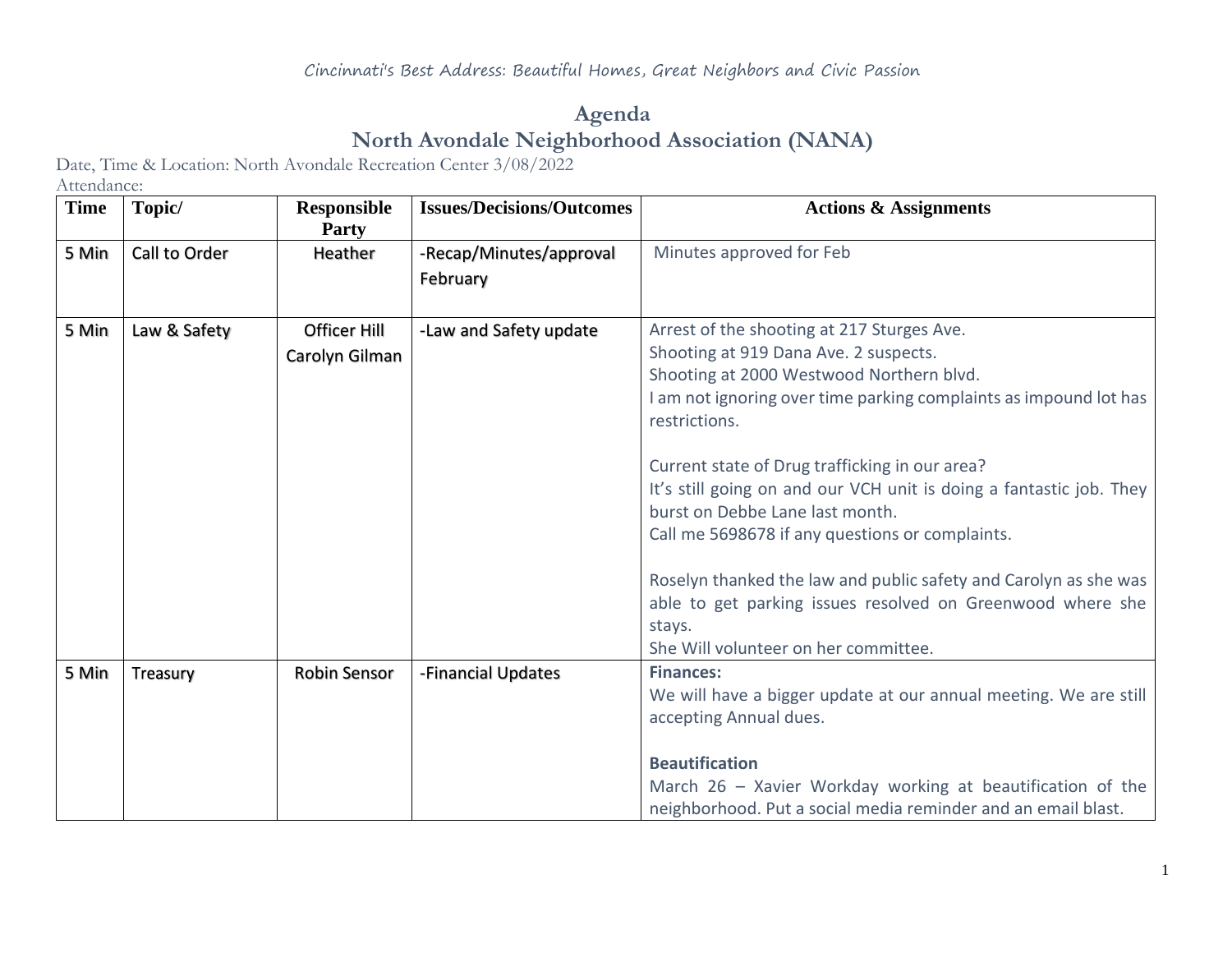Cincinnati's Best Address: Beautiful Homes, Great Neighbors and Civic Passion

# Agenda

## North Avondale Neighborhood Association (NANA)

Date, Time & Location: North Avondale Recreation Center 3/08/2022

Attendance:

| Time | Topic/ | Responsible Party | Issues/Decisions/Outcomes | Actions & Assignments |
|---|---|---|---|---|
| 5 Min | Call to Order | Heather | -Recap/Minutes/approval February | Minutes approved for Feb |
| 5 Min | Law & Safety | Officer Hill<br>Carolyn Gilman | -Law and Safety update | Arrest of the shooting at 217 Sturges Ave.<br>Shooting at 919 Dana Ave. 2 suspects.<br>Shooting at 2000 Westwood Northern blvd.<br>I am not ignoring over time parking complaints as impound lot has restrictions.<br><br>Current state of Drug trafficking in our area?<br>It's still going on and our VCH unit is doing a fantastic job. They burst on Debbe Lane last month.<br>Call me 5698678 if any questions or complaints.<br><br>Roselyn thanked the law and public safety and Carolyn as she was able to get parking issues resolved on Greenwood where she stays.<br>She Will volunteer on her committee. |
| 5 Min | Treasury | Robin Sensor | -Financial Updates | **Finances:**<br>We will have a bigger update at our annual meeting. We are still accepting Annual dues.<br><br>**Beautification**<br>March 26 – Xavier Workday working at beautification of the neighborhood. Put a social media reminder and an email blast. |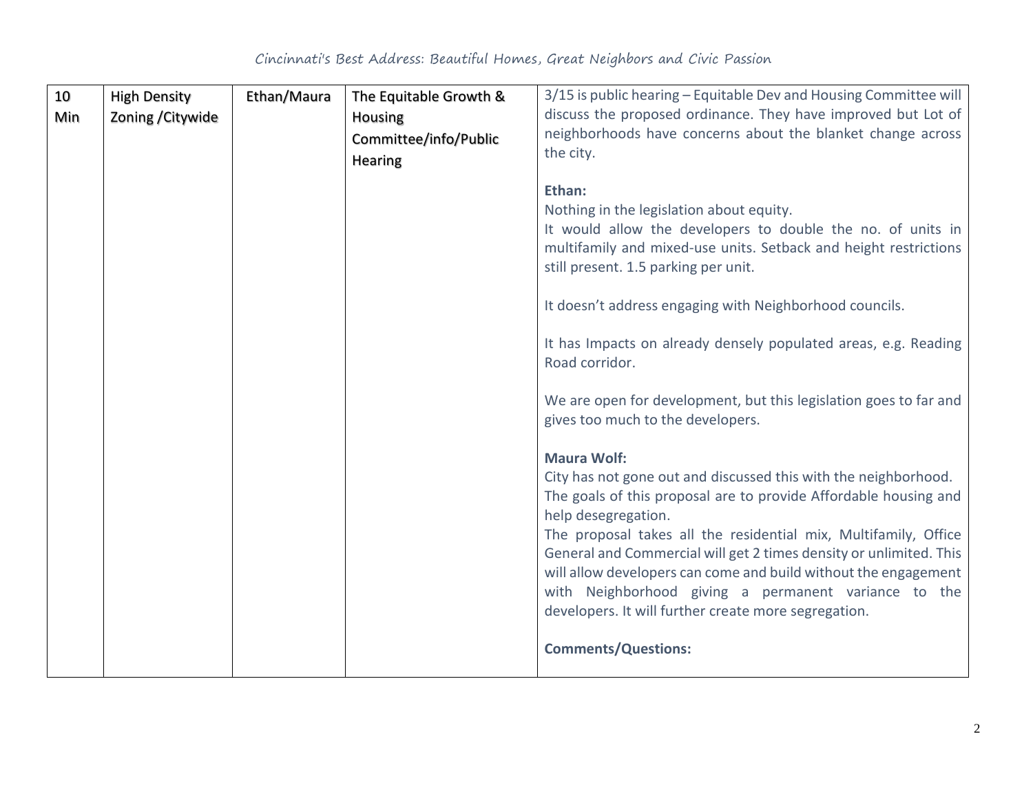| 10 Min | High Density Zoning /Citywide | Ethan/Maura | The Equitable Growth & Housing Committee/info/Public Hearing | 3/15 is public hearing – Equitable Dev and Housing Committee will discuss the proposed ordinance. They have improved but Lot of neighborhoods have concerns about the blanket change across the city.<br><br>**Ethan:**<br>Nothing in the legislation about equity.<br>It would allow the developers to double the no. of units in multifamily and mixed-use units. Setback and height restrictions still present. 1.5 parking per unit.<br><br>It doesn't address engaging with Neighborhood councils.<br><br>It has Impacts on already densely populated areas, e.g. Reading Road corridor.<br><br>We are open for development, but this legislation goes to far and gives too much to the developers.<br><br>**Maura Wolf:**<br>City has not gone out and discussed this with the neighborhood.<br>The goals of this proposal are to provide Affordable housing and help desegregation.<br>The proposal takes all the residential mix, Multifamily, Office General and Commercial will get 2 times density or unlimited. This will allow developers can come and build without the engagement with Neighborhood giving a permanent variance to the developers. It will further create more segregation.<br><br>**Comments/Questions:** |
|---|---|---|---|---|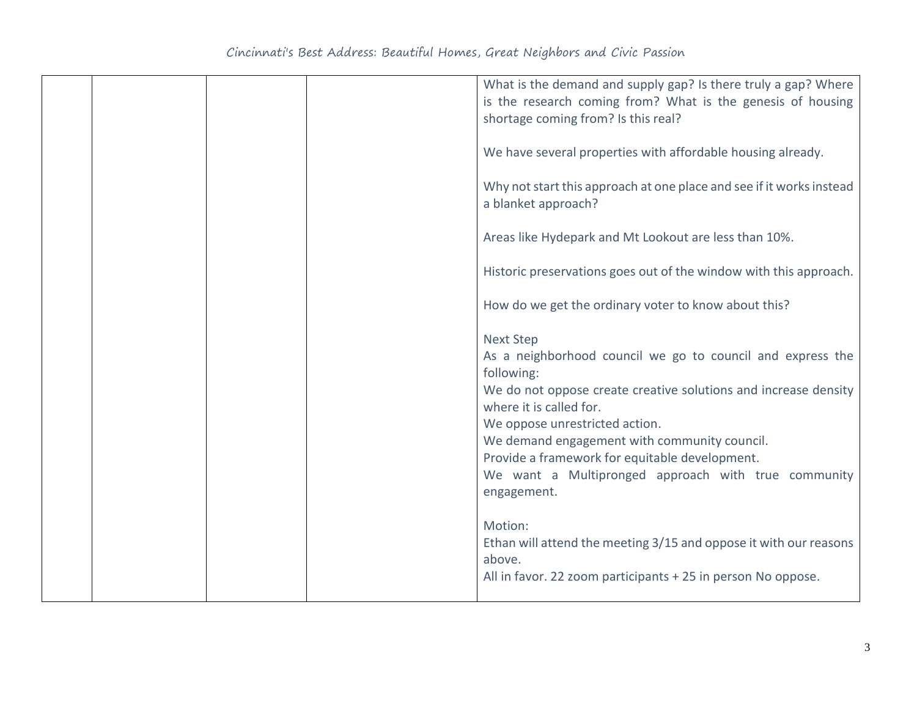| | | | | What is the demand and supply gap? Is there truly a gap? Where is the research coming from? What is the genesis of housing shortage coming from? Is this real?<br><br>We have several properties with affordable housing already.<br><br>Why not start this approach at one place and see if it works instead a blanket approach?<br><br>Areas like Hydepark and Mt Lookout are less than 10%.<br><br>Historic preservations goes out of the window with this approach.<br><br>How do we get the ordinary voter to know about this?<br><br>Next Step<br>As a neighborhood council we go to council and express the following:<br>We do not oppose create creative solutions and increase density where it is called for.<br>We oppose unrestricted action.<br>We demand engagement with community council.<br>Provide a framework for equitable development.<br>We want a Multipronged approach with true community engagement.<br><br>Motion:<br>Ethan will attend the meeting 3/15 and oppose it with our reasons above.<br>All in favor. 22 zoom participants + 25 in person No oppose. |
|---|---|---|---|---|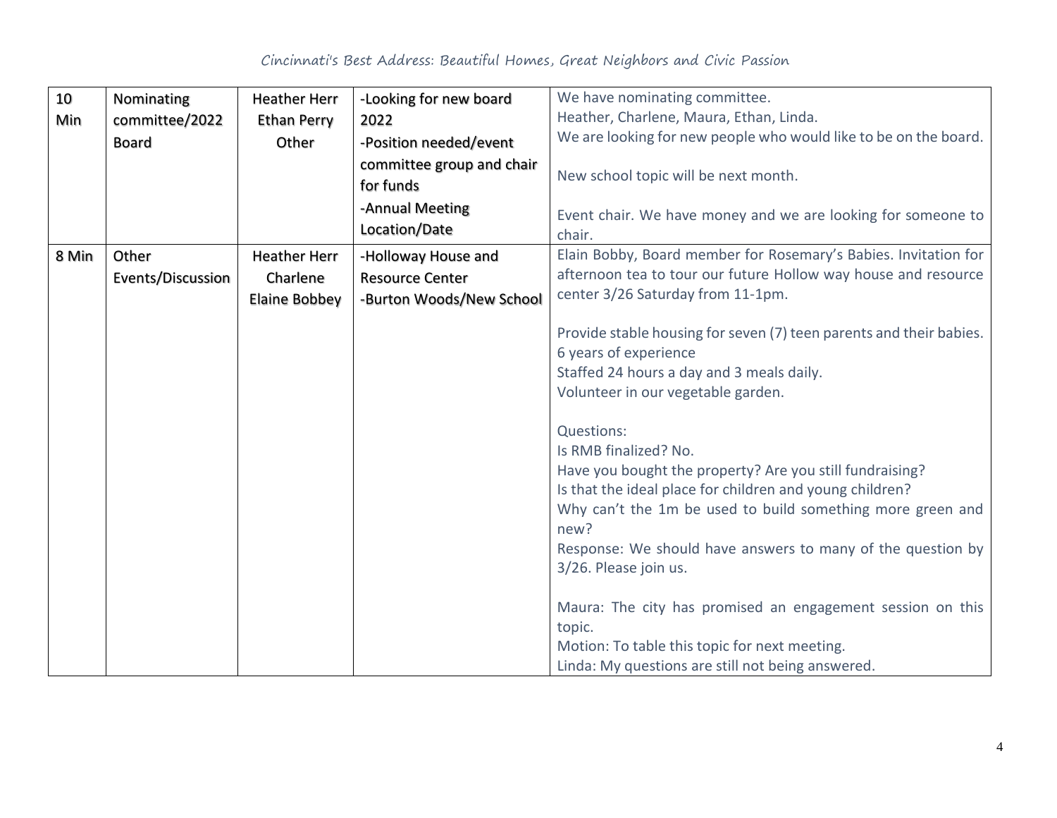| | | | | |
|---|---|---|---|---|
| 10 Min | Nominating committee/2022 Board | Heather Herr<br>Ethan Perry<br>Other | -Looking for new board 2022<br>-Position needed/event committee group and chair for funds<br>-Annual Meeting Location/Date | We have nominating committee.<br>Heather, Charlene, Maura, Ethan, Linda.<br>We are looking for new people who would like to be on the board.<br><br>New school topic will be next month.<br><br>Event chair. We have money and we are looking for someone to chair. |
| 8 Min | Other Events/Discussion | Heather Herr<br>Charlene<br>Elaine Bobbey | -Holloway House and Resource Center<br>-Burton Woods/New School | Elain Bobby, Board member for Rosemary's Babies. Invitation for afternoon tea to tour our future Hollow way house and resource center 3/26 Saturday from 11-1pm.<br><br>Provide stable housing for seven (7) teen parents and their babies.<br>6 years of experience<br>Staffed 24 hours a day and 3 meals daily.<br>Volunteer in our vegetable garden.<br><br>Questions:<br>Is RMB finalized? No.<br>Have you bought the property? Are you still fundraising?<br>Is that the ideal place for children and young children?<br>Why can't the 1m be used to build something more green and new?<br>Response: We should have answers to many of the question by 3/26. Please join us.<br><br>Maura: The city has promised an engagement session on this topic.<br>Motion: To table this topic for next meeting.<br>Linda: My questions are still not being answered. |